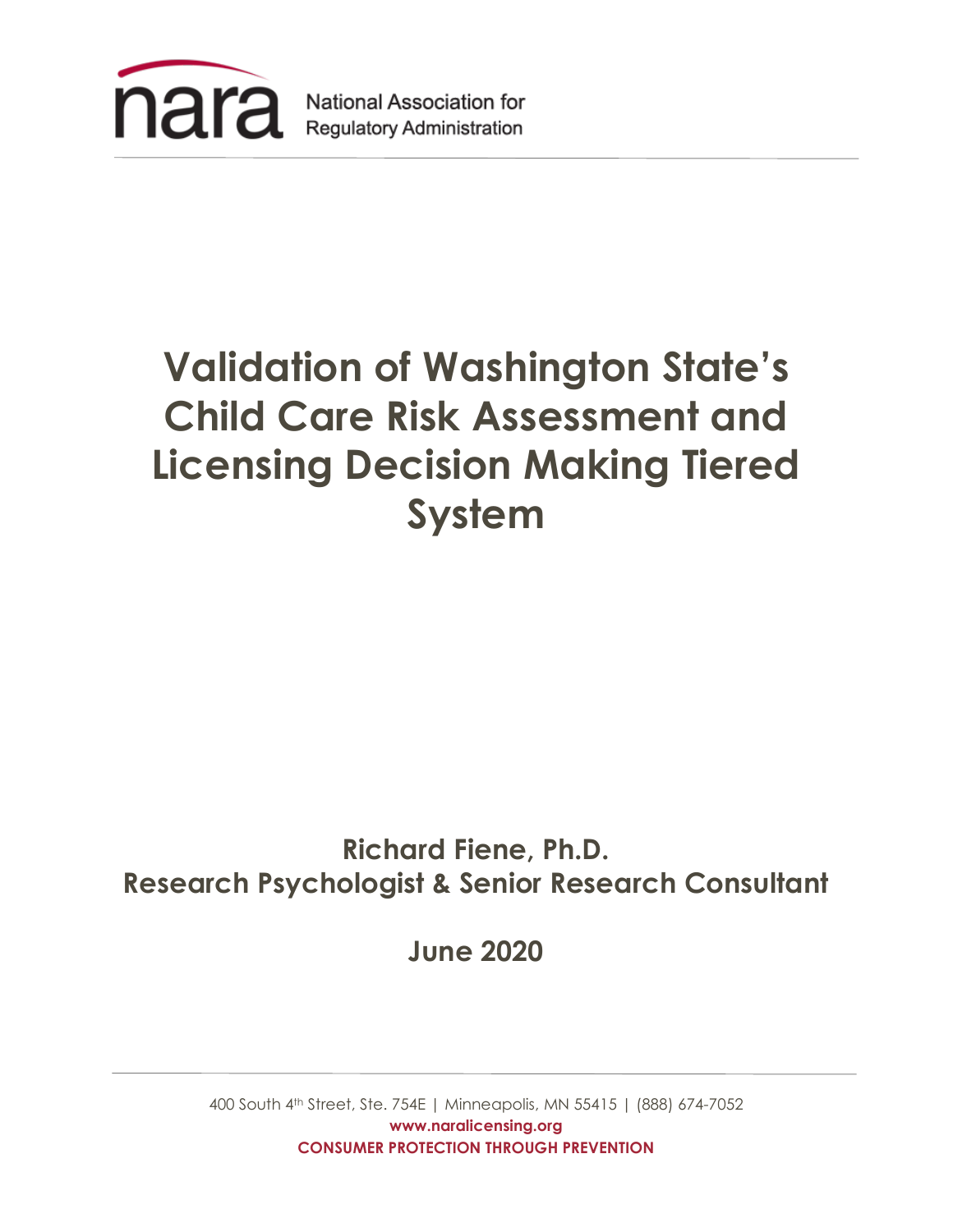nara National Association for Regulatory Administration

# Validation of Washington State's Child Care Risk Assessment and Licensing Decision Making Tiered System

**Richard Fiene, Ph.D.**
**Research Psychologist & Senior Research Consultant**

**June 2020**

400 South 4th Street, Ste. 754E | Minneapolis, MN 55415 | (888) 674-7052
**www.naralicensing.org**
**CONSUMER PROTECTION THROUGH PREVENTION**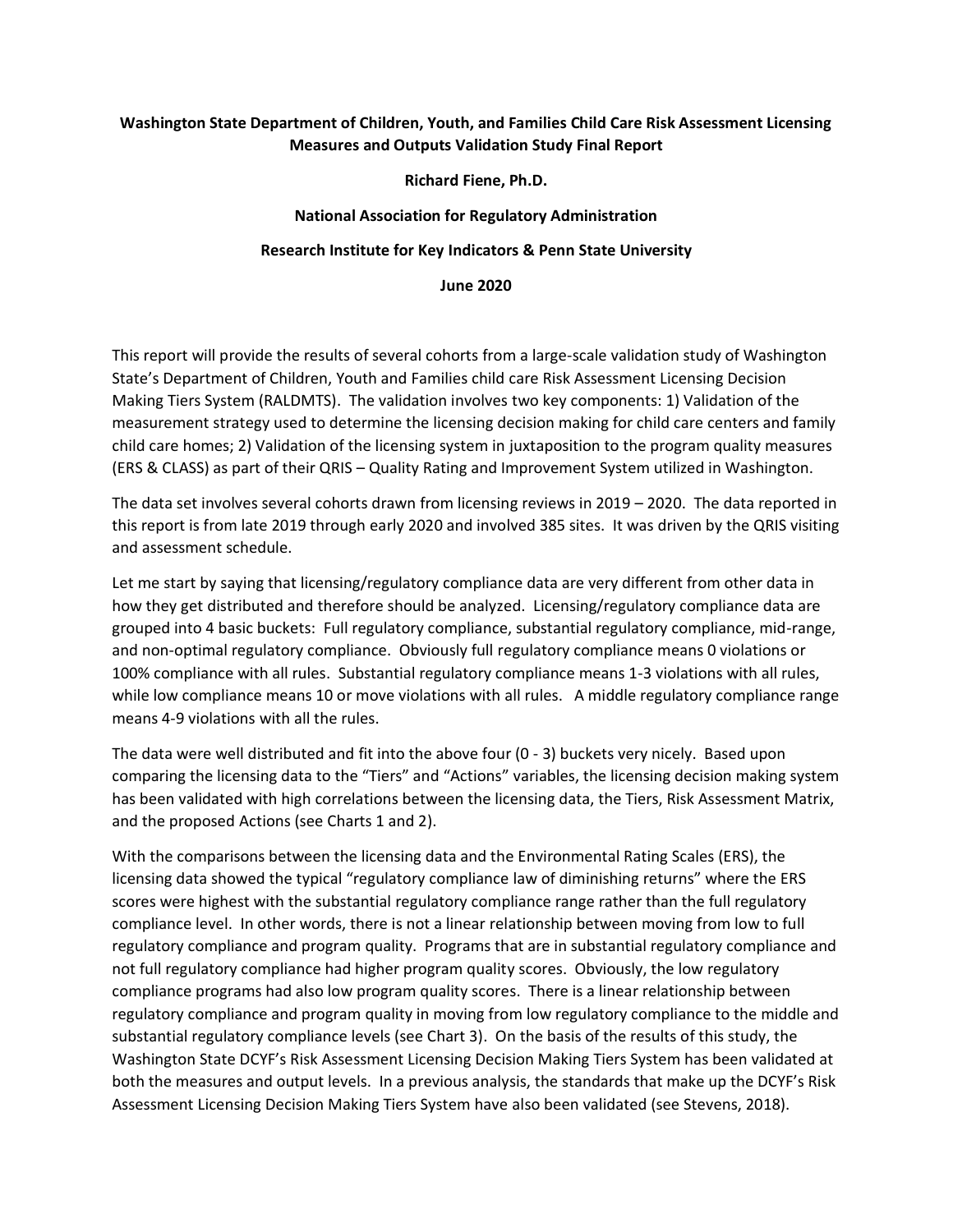**Washington State Department of Children, Youth, and Families Child Care Risk Assessment Licensing Measures and Outputs Validation Study Final Report**

**Richard Fiene, Ph.D.**

**National Association for Regulatory Administration**

**Research Institute for Key Indicators & Penn State University**

**June 2020**

This report will provide the results of several cohorts from a large-scale validation study of Washington State's Department of Children, Youth and Families child care Risk Assessment Licensing Decision Making Tiers System (RALDMTS). The validation involves two key components: 1) Validation of the measurement strategy used to determine the licensing decision making for child care centers and family child care homes; 2) Validation of the licensing system in juxtaposition to the program quality measures (ERS & CLASS) as part of their QRIS – Quality Rating and Improvement System utilized in Washington.

The data set involves several cohorts drawn from licensing reviews in 2019 – 2020. The data reported in this report is from late 2019 through early 2020 and involved 385 sites. It was driven by the QRIS visiting and assessment schedule.

Let me start by saying that licensing/regulatory compliance data are very different from other data in how they get distributed and therefore should be analyzed. Licensing/regulatory compliance data are grouped into 4 basic buckets: Full regulatory compliance, substantial regulatory compliance, mid-range, and non-optimal regulatory compliance. Obviously full regulatory compliance means 0 violations or 100% compliance with all rules. Substantial regulatory compliance means 1-3 violations with all rules, while low compliance means 10 or move violations with all rules. A middle regulatory compliance range means 4-9 violations with all the rules.

The data were well distributed and fit into the above four (0 - 3) buckets very nicely. Based upon comparing the licensing data to the "Tiers" and "Actions" variables, the licensing decision making system has been validated with high correlations between the licensing data, the Tiers, Risk Assessment Matrix, and the proposed Actions (see Charts 1 and 2).

With the comparisons between the licensing data and the Environmental Rating Scales (ERS), the licensing data showed the typical "regulatory compliance law of diminishing returns" where the ERS scores were highest with the substantial regulatory compliance range rather than the full regulatory compliance level. In other words, there is not a linear relationship between moving from low to full regulatory compliance and program quality. Programs that are in substantial regulatory compliance and not full regulatory compliance had higher program quality scores. Obviously, the low regulatory compliance programs had also low program quality scores. There is a linear relationship between regulatory compliance and program quality in moving from low regulatory compliance to the middle and substantial regulatory compliance levels (see Chart 3). On the basis of the results of this study, the Washington State DCYF's Risk Assessment Licensing Decision Making Tiers System has been validated at both the measures and output levels. In a previous analysis, the standards that make up the DCYF's Risk Assessment Licensing Decision Making Tiers System have also been validated (see Stevens, 2018).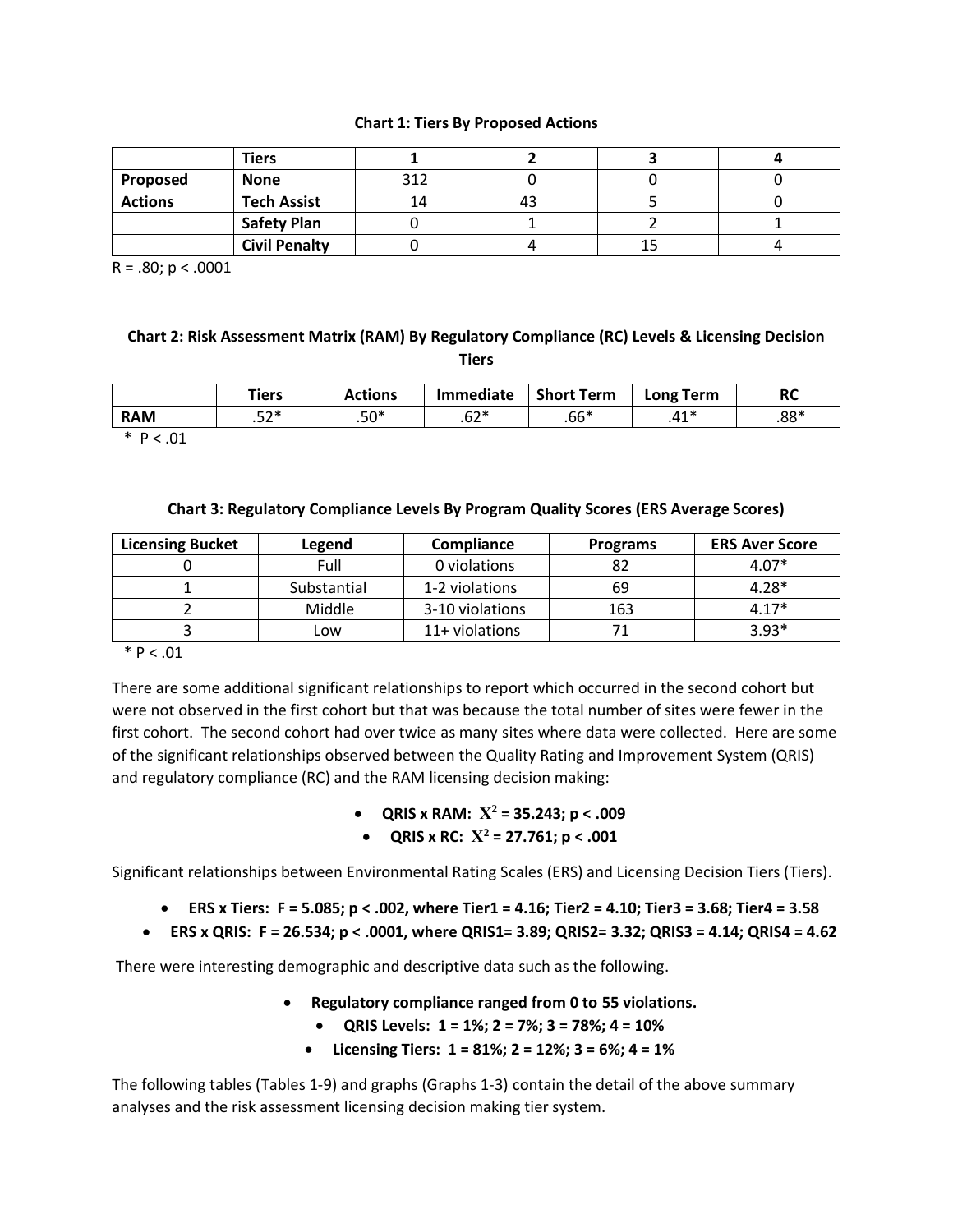**Chart 1: Tiers By Proposed Actions**

| | Tiers | 1 | 2 | 3 | 4 |
|---|---|---|---|---|---|
| Proposed | None | 312 | 0 | 0 | 0 |
| Actions | Tech Assist | 14 | 43 | 5 | 0 |
| | Safety Plan | 0 | 1 | 2 | 1 |
| | Civil Penalty | 0 | 4 | 15 | 4 |

$R = .80$; $p < .0001$

**Chart 2: Risk Assessment Matrix (RAM) By Regulatory Compliance (RC) Levels & Licensing Decision Tiers**

| | Tiers | Actions | Immediate | Short Term | Long Term | RC |
|---|---|---|---|---|---|---|
| RAM | .52* | .50* | .62* | .66* | .41* | .88* |

* $P < .01$

**Chart 3: Regulatory Compliance Levels By Program Quality Scores (ERS Average Scores)**

| Licensing Bucket | Legend | Compliance | Programs | ERS Aver Score |
|---|---|---|---|---|
| 0 | Full | 0 violations | 82 | 4.07* |
| 1 | Substantial | 1-2 violations | 69 | 4.28* |
| 2 | Middle | 3-10 violations | 163 | 4.17* |
| 3 | Low | 11+ violations | 71 | 3.93* |

* $P < .01$

There are some additional significant relationships to report which occurred in the second cohort but were not observed in the first cohort but that was because the total number of sites were fewer in the first cohort. The second cohort had over twice as many sites where data were collected. Here are some of the significant relationships observed between the Quality Rating and Improvement System (QRIS) and regulatory compliance (RC) and the RAM licensing decision making:

- **QRIS x RAM: $X^2 = 35.243$; $p < .009$**
- **QRIS x RC: $X^2 = 27.761$; $p < .001$**

Significant relationships between Environmental Rating Scales (ERS) and Licensing Decision Tiers (Tiers).

- **ERS x Tiers: $F = 5.085$; $p < .002$, where Tier1 = 4.16; Tier2 = 4.10; Tier3 = 3.68; Tier4 = 3.58**
- **ERS x QRIS: $F = 26.534$; $p < .0001$, where QRIS1= 3.89; QRIS2= 3.32; QRIS3 = 4.14; QRIS4 = 4.62**

There were interesting demographic and descriptive data such as the following.

- **Regulatory compliance ranged from 0 to 55 violations.**
- **QRIS Levels: 1 = 1%; 2 = 7%; 3 = 78%; 4 = 10%**
- **Licensing Tiers: 1 = 81%; 2 = 12%; 3 = 6%; 4 = 1%**

The following tables (Tables 1-9) and graphs (Graphs 1-3) contain the detail of the above summary analyses and the risk assessment licensing decision making tier system.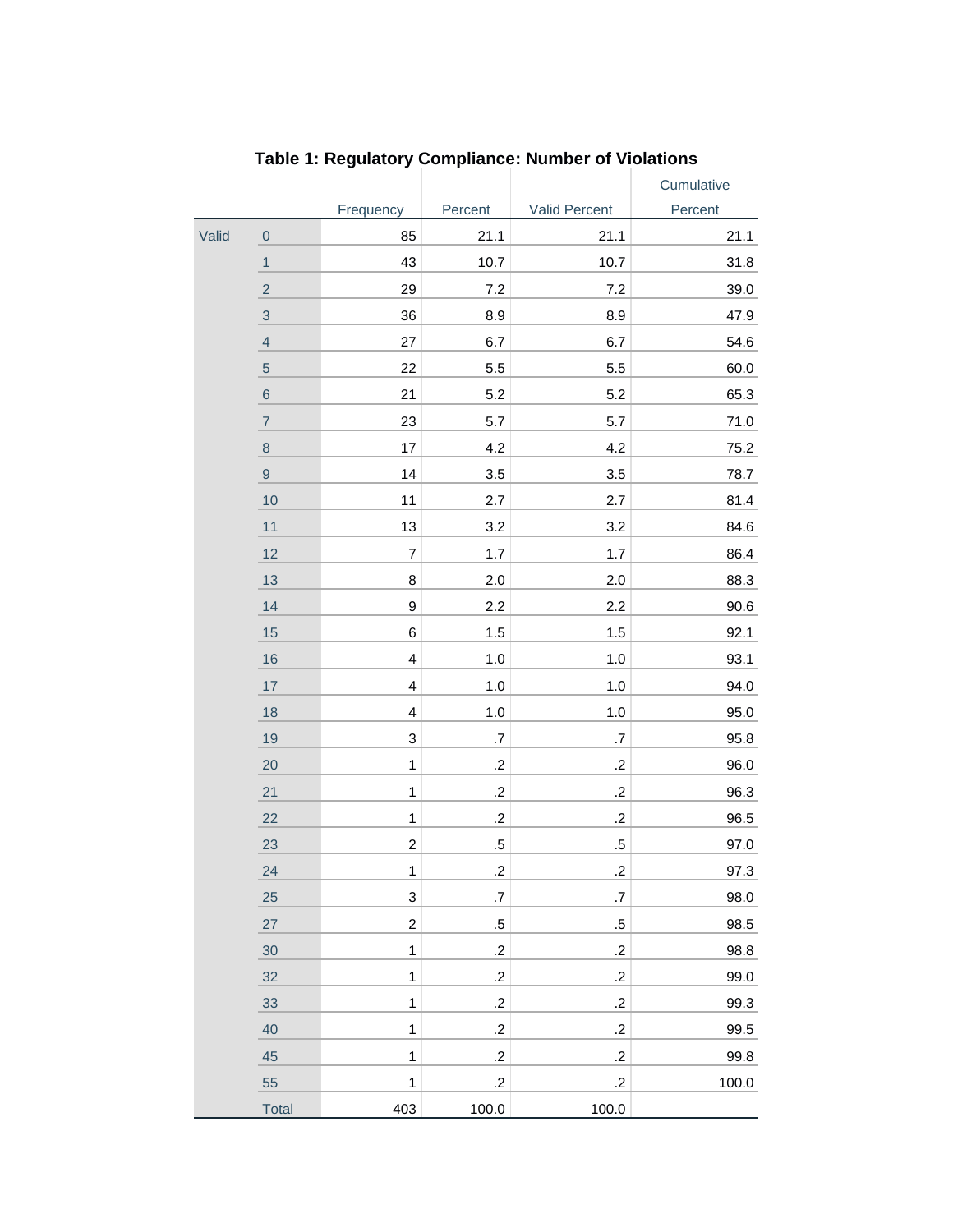**Table 1: Regulatory Compliance: Number of Violations**

| | | Frequency | Percent | Valid Percent | Cumulative Percent |
|---|---|---|---|---|---|
| Valid | 0 | 85 | 21.1 | 21.1 | 21.1 |
| | 1 | 43 | 10.7 | 10.7 | 31.8 |
| | 2 | 29 | 7.2 | 7.2 | 39.0 |
| | 3 | 36 | 8.9 | 8.9 | 47.9 |
| | 4 | 27 | 6.7 | 6.7 | 54.6 |
| | 5 | 22 | 5.5 | 5.5 | 60.0 |
| | 6 | 21 | 5.2 | 5.2 | 65.3 |
| | 7 | 23 | 5.7 | 5.7 | 71.0 |
| | 8 | 17 | 4.2 | 4.2 | 75.2 |
| | 9 | 14 | 3.5 | 3.5 | 78.7 |
| | 10 | 11 | 2.7 | 2.7 | 81.4 |
| | 11 | 13 | 3.2 | 3.2 | 84.6 |
| | 12 | 7 | 1.7 | 1.7 | 86.4 |
| | 13 | 8 | 2.0 | 2.0 | 88.3 |
| | 14 | 9 | 2.2 | 2.2 | 90.6 |
| | 15 | 6 | 1.5 | 1.5 | 92.1 |
| | 16 | 4 | 1.0 | 1.0 | 93.1 |
| | 17 | 4 | 1.0 | 1.0 | 94.0 |
| | 18 | 4 | 1.0 | 1.0 | 95.0 |
| | 19 | 3 | .7 | .7 | 95.8 |
| | 20 | 1 | .2 | .2 | 96.0 |
| | 21 | 1 | .2 | .2 | 96.3 |
| | 22 | 1 | .2 | .2 | 96.5 |
| | 23 | 2 | .5 | .5 | 97.0 |
| | 24 | 1 | .2 | .2 | 97.3 |
| | 25 | 3 | .7 | .7 | 98.0 |
| | 27 | 2 | .5 | .5 | 98.5 |
| | 30 | 1 | .2 | .2 | 98.8 |
| | 32 | 1 | .2 | .2 | 99.0 |
| | 33 | 1 | .2 | .2 | 99.3 |
| | 40 | 1 | .2 | .2 | 99.5 |
| | 45 | 1 | .2 | .2 | 99.8 |
| | 55 | 1 | .2 | .2 | 100.0 |
| | Total | 403 | 100.0 | 100.0 | |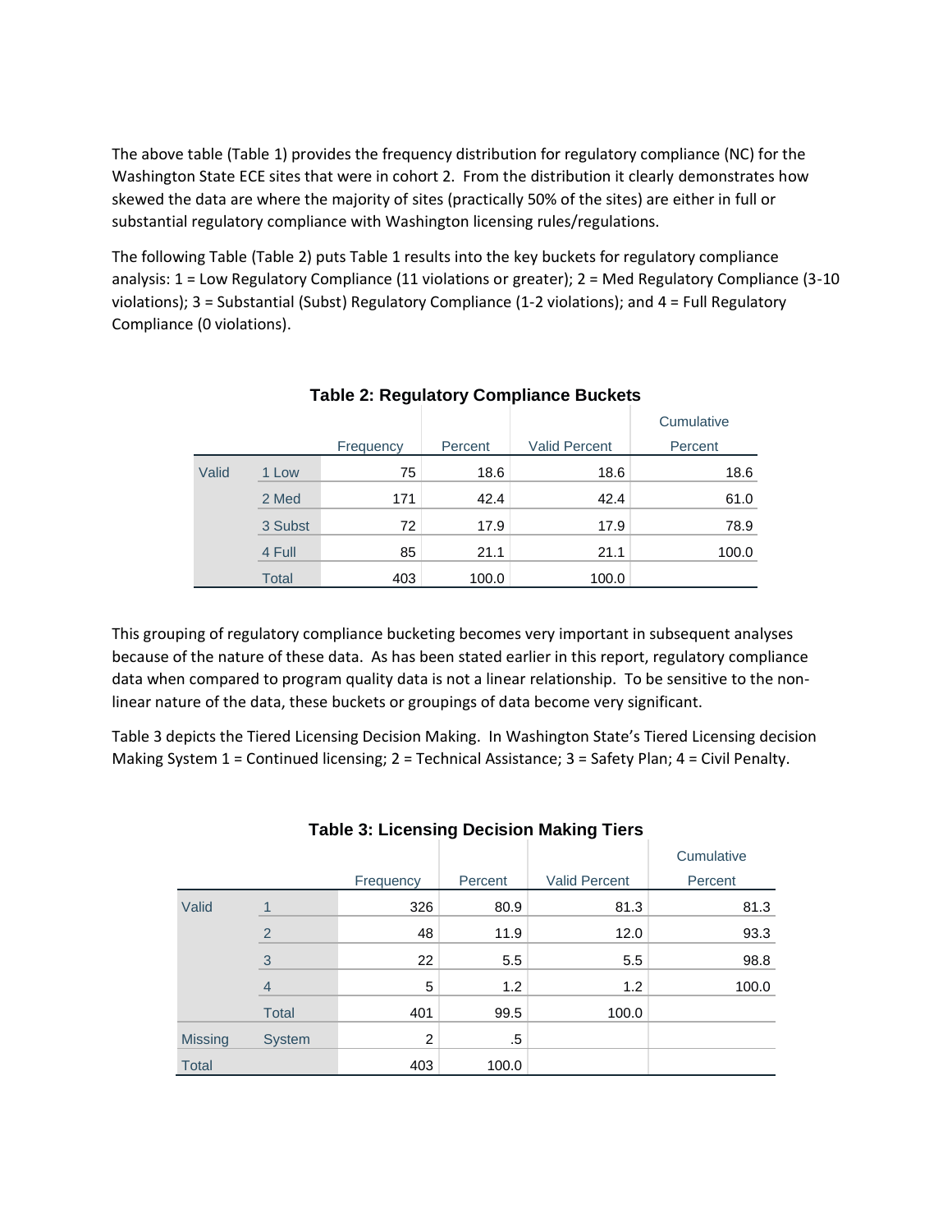The above table (Table 1) provides the frequency distribution for regulatory compliance (NC) for the Washington State ECE sites that were in cohort 2. From the distribution it clearly demonstrates how skewed the data are where the majority of sites (practically 50% of the sites) are either in full or substantial regulatory compliance with Washington licensing rules/regulations.

The following Table (Table 2) puts Table 1 results into the key buckets for regulatory compliance analysis: 1 = Low Regulatory Compliance (11 violations or greater); 2 = Med Regulatory Compliance (3-10 violations); 3 = Substantial (Subst) Regulatory Compliance (1-2 violations); and 4 = Full Regulatory Compliance (0 violations).

**Table 2: Regulatory Compliance Buckets**

| | | Frequency | Percent | Valid Percent | Cumulative Percent |
|---|---|---|---|---|---|
| Valid | 1 Low | 75 | 18.6 | 18.6 | 18.6 |
| | 2 Med | 171 | 42.4 | 42.4 | 61.0 |
| | 3 Subst | 72 | 17.9 | 17.9 | 78.9 |
| | 4 Full | 85 | 21.1 | 21.1 | 100.0 |
| | Total | 403 | 100.0 | 100.0 | |

This grouping of regulatory compliance bucketing becomes very important in subsequent analyses because of the nature of these data. As has been stated earlier in this report, regulatory compliance data when compared to program quality data is not a linear relationship. To be sensitive to the non-linear nature of the data, these buckets or groupings of data become very significant.

Table 3 depicts the Tiered Licensing Decision Making. In Washington State's Tiered Licensing decision Making System 1 = Continued licensing; 2 = Technical Assistance; 3 = Safety Plan; 4 = Civil Penalty.

**Table 3: Licensing Decision Making Tiers**

| | | Frequency | Percent | Valid Percent | Cumulative Percent |
|---|---|---|---|---|---|
| Valid | 1 | 326 | 80.9 | 81.3 | 81.3 |
| | 2 | 48 | 11.9 | 12.0 | 93.3 |
| | 3 | 22 | 5.5 | 5.5 | 98.8 |
| | 4 | 5 | 1.2 | 1.2 | 100.0 |
| | Total | 401 | 99.5 | 100.0 | |
| Missing | System | 2 | .5 | | |
| Total | | 403 | 100.0 | | |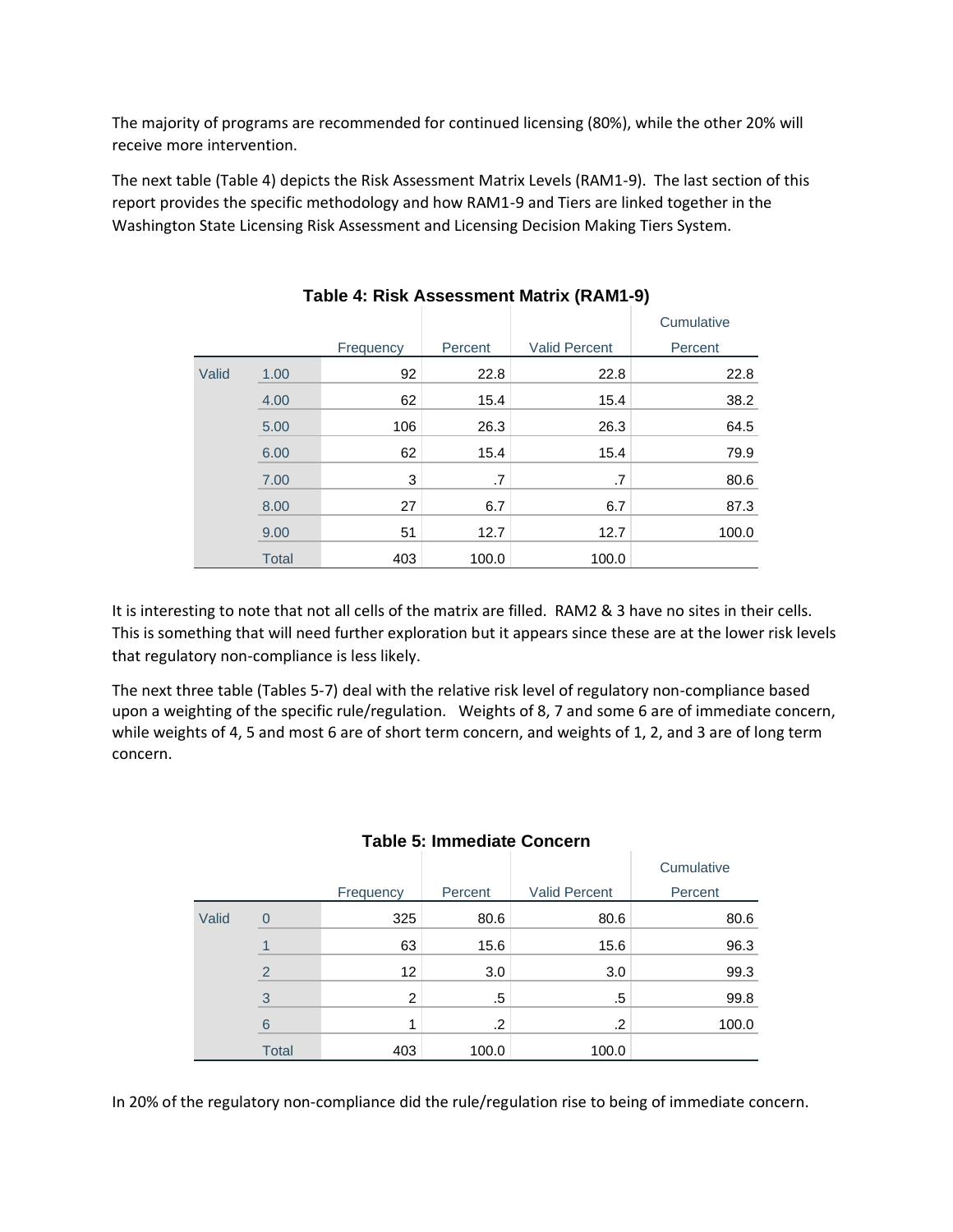The majority of programs are recommended for continued licensing (80%), while the other 20% will receive more intervention.

The next table (Table 4) depicts the Risk Assessment Matrix Levels (RAM1-9). The last section of this report provides the specific methodology and how RAM1-9 and Tiers are linked together in the Washington State Licensing Risk Assessment and Licensing Decision Making Tiers System.

**Table 4: Risk Assessment Matrix (RAM1-9)**

| | | Frequency | Percent | Valid Percent | Cumulative Percent |
|---|---|---|---|---|---|
| Valid | 1.00 | 92 | 22.8 | 22.8 | 22.8 |
| | 4.00 | 62 | 15.4 | 15.4 | 38.2 |
| | 5.00 | 106 | 26.3 | 26.3 | 64.5 |
| | 6.00 | 62 | 15.4 | 15.4 | 79.9 |
| | 7.00 | 3 | .7 | .7 | 80.6 |
| | 8.00 | 27 | 6.7 | 6.7 | 87.3 |
| | 9.00 | 51 | 12.7 | 12.7 | 100.0 |
| | Total | 403 | 100.0 | 100.0 | |

It is interesting to note that not all cells of the matrix are filled. RAM2 & 3 have no sites in their cells. This is something that will need further exploration but it appears since these are at the lower risk levels that regulatory non-compliance is less likely.

The next three table (Tables 5-7) deal with the relative risk level of regulatory non-compliance based upon a weighting of the specific rule/regulation. Weights of 8, 7 and some 6 are of immediate concern, while weights of 4, 5 and most 6 are of short term concern, and weights of 1, 2, and 3 are of long term concern.

**Table 5: Immediate Concern**

| | | Frequency | Percent | Valid Percent | Cumulative Percent |
|---|---|---|---|---|---|
| Valid | 0 | 325 | 80.6 | 80.6 | 80.6 |
| | 1 | 63 | 15.6 | 15.6 | 96.3 |
| | 2 | 12 | 3.0 | 3.0 | 99.3 |
| | 3 | 2 | .5 | .5 | 99.8 |
| | 6 | 1 | .2 | .2 | 100.0 |
| | Total | 403 | 100.0 | 100.0 | |

In 20% of the regulatory non-compliance did the rule/regulation rise to being of immediate concern.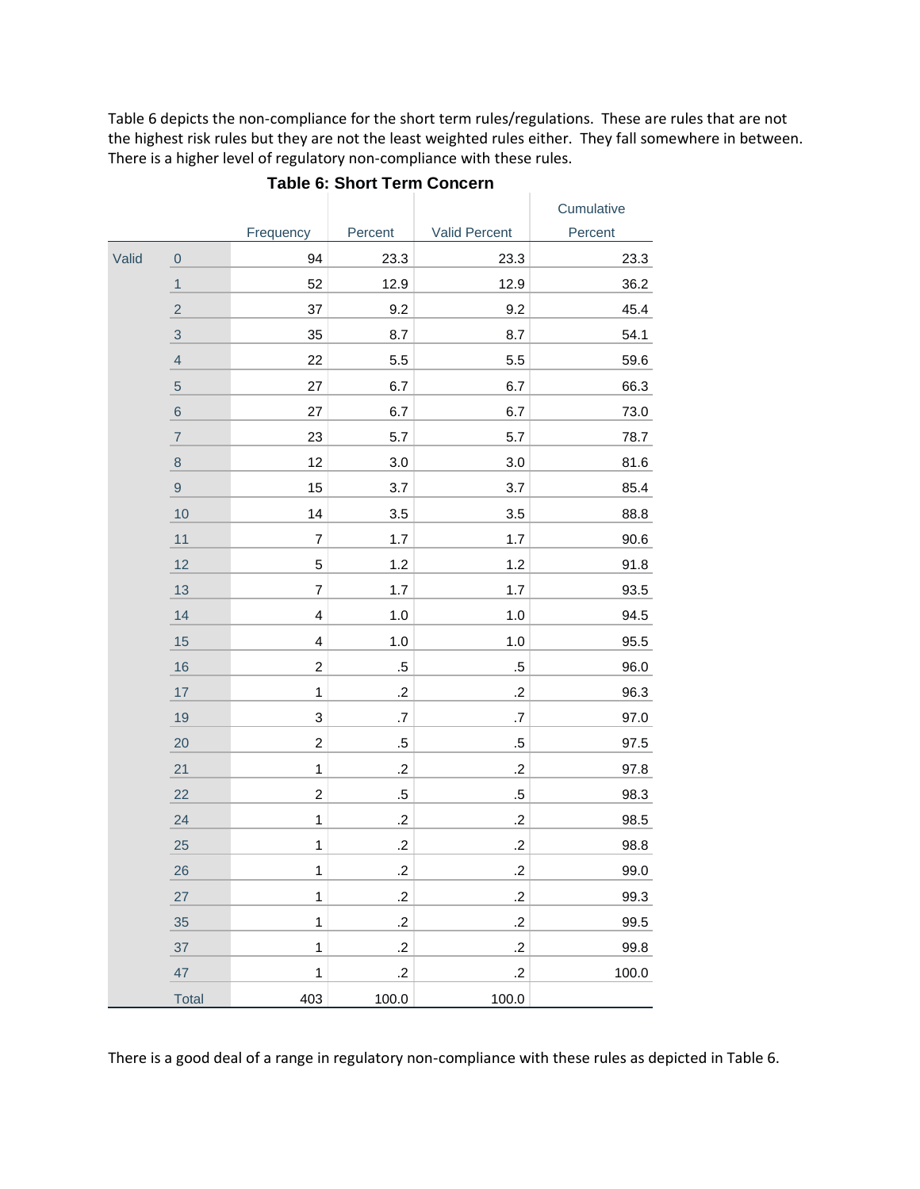Table 6 depicts the non-compliance for the short term rules/regulations. These are rules that are not the highest risk rules but they are not the least weighted rules either. They fall somewhere in between. There is a higher level of regulatory non-compliance with these rules.

**Table 6: Short Term Concern**

| | | Frequency | Percent | Valid Percent | Cumulative Percent |
|---|---|---|---|---|---|
| Valid | 0 | 94 | 23.3 | 23.3 | 23.3 |
| | 1 | 52 | 12.9 | 12.9 | 36.2 |
| | 2 | 37 | 9.2 | 9.2 | 45.4 |
| | 3 | 35 | 8.7 | 8.7 | 54.1 |
| | 4 | 22 | 5.5 | 5.5 | 59.6 |
| | 5 | 27 | 6.7 | 6.7 | 66.3 |
| | 6 | 27 | 6.7 | 6.7 | 73.0 |
| | 7 | 23 | 5.7 | 5.7 | 78.7 |
| | 8 | 12 | 3.0 | 3.0 | 81.6 |
| | 9 | 15 | 3.7 | 3.7 | 85.4 |
| | 10 | 14 | 3.5 | 3.5 | 88.8 |
| | 11 | 7 | 1.7 | 1.7 | 90.6 |
| | 12 | 5 | 1.2 | 1.2 | 91.8 |
| | 13 | 7 | 1.7 | 1.7 | 93.5 |
| | 14 | 4 | 1.0 | 1.0 | 94.5 |
| | 15 | 4 | 1.0 | 1.0 | 95.5 |
| | 16 | 2 | .5 | .5 | 96.0 |
| | 17 | 1 | .2 | .2 | 96.3 |
| | 19 | 3 | .7 | .7 | 97.0 |
| | 20 | 2 | .5 | .5 | 97.5 |
| | 21 | 1 | .2 | .2 | 97.8 |
| | 22 | 2 | .5 | .5 | 98.3 |
| | 24 | 1 | .2 | .2 | 98.5 |
| | 25 | 1 | .2 | .2 | 98.8 |
| | 26 | 1 | .2 | .2 | 99.0 |
| | 27 | 1 | .2 | .2 | 99.3 |
| | 35 | 1 | .2 | .2 | 99.5 |
| | 37 | 1 | .2 | .2 | 99.8 |
| | 47 | 1 | .2 | .2 | 100.0 |
| | Total | 403 | 100.0 | 100.0 | |

There is a good deal of a range in regulatory non-compliance with these rules as depicted in Table 6.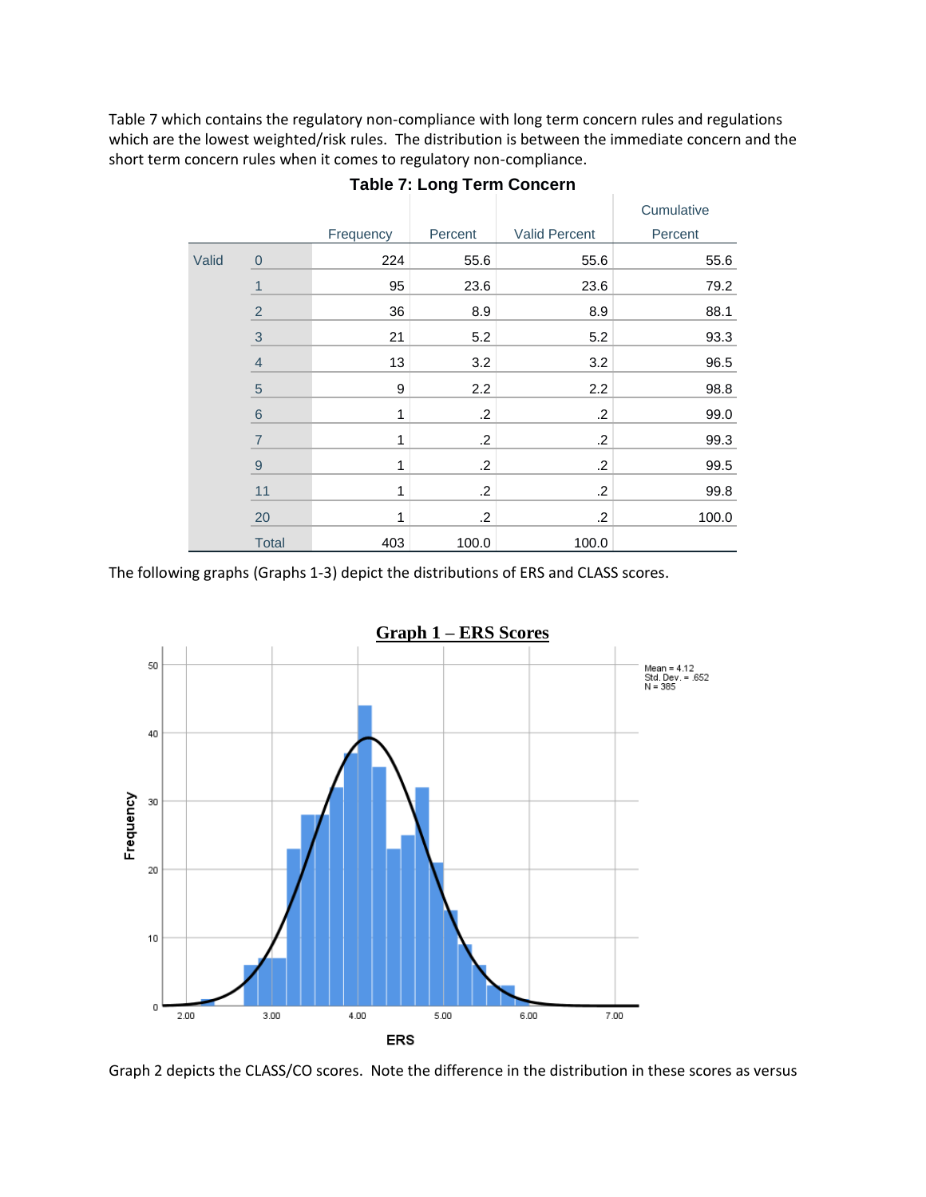Table 7 which contains the regulatory non-compliance with long term concern rules and regulations which are the lowest weighted/risk rules. The distribution is between the immediate concern and the short term concern rules when it comes to regulatory non-compliance.

**Table 7: Long Term Concern**

| | | Frequency | Percent | Valid Percent | Cumulative Percent |
|---|---|---|---|---|---|
| Valid | 0 | 224 | 55.6 | 55.6 | 55.6 |
| | 1 | 95 | 23.6 | 23.6 | 79.2 |
| | 2 | 36 | 8.9 | 8.9 | 88.1 |
| | 3 | 21 | 5.2 | 5.2 | 93.3 |
| | 4 | 13 | 3.2 | 3.2 | 96.5 |
| | 5 | 9 | 2.2 | 2.2 | 98.8 |
| | 6 | 1 | .2 | .2 | 99.0 |
| | 7 | 1 | .2 | .2 | 99.3 |
| | 9 | 1 | .2 | .2 | 99.5 |
| | 11 | 1 | .2 | .2 | 99.8 |
| | 20 | 1 | .2 | .2 | 100.0 |
| | Total | 403 | 100.0 | 100.0 | |

The following graphs (Graphs 1-3) depict the distributions of ERS and CLASS scores.

**Graph 1 – ERS Scores**

Mean = 4.12
Std. Dev. = .652
N = 385

Graph 2 depicts the CLASS/CO scores. Note the difference in the distribution in these scores as versus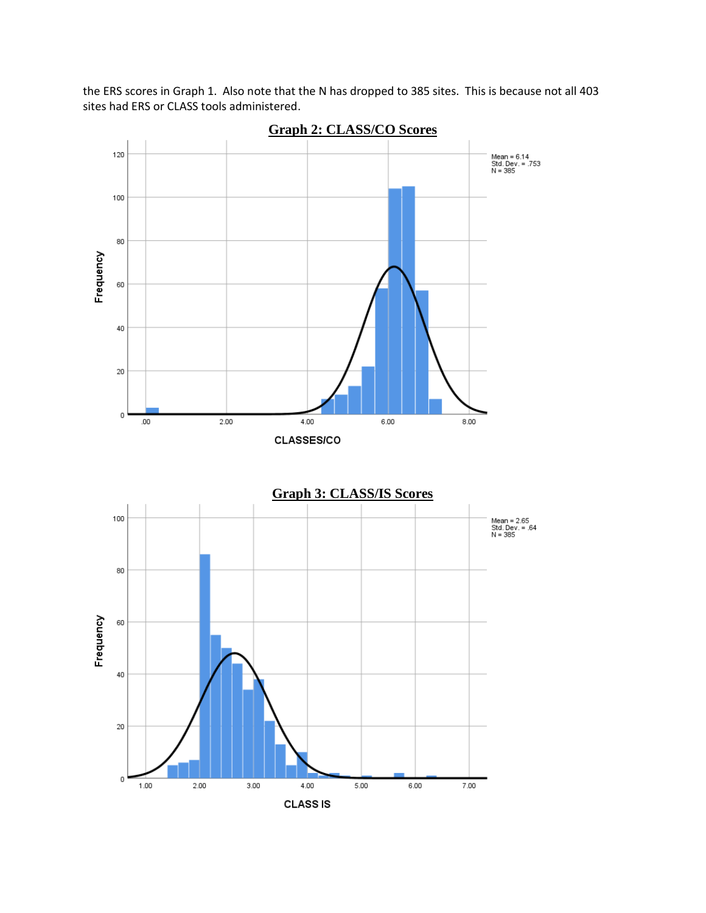the ERS scores in Graph 1. Also note that the N has dropped to 385 sites. This is because not all 403 sites had ERS or CLASS tools administered.

**Graph 2: CLASS/CO Scores**

Mean = 6.14
Std. Dev. = .753
N = 385

Frequency

CLASSES/CO

**Graph 3: CLASS/IS Scores**

Mean = 2.65
Std. Dev. = .64
N = 385

Frequency

CLASS IS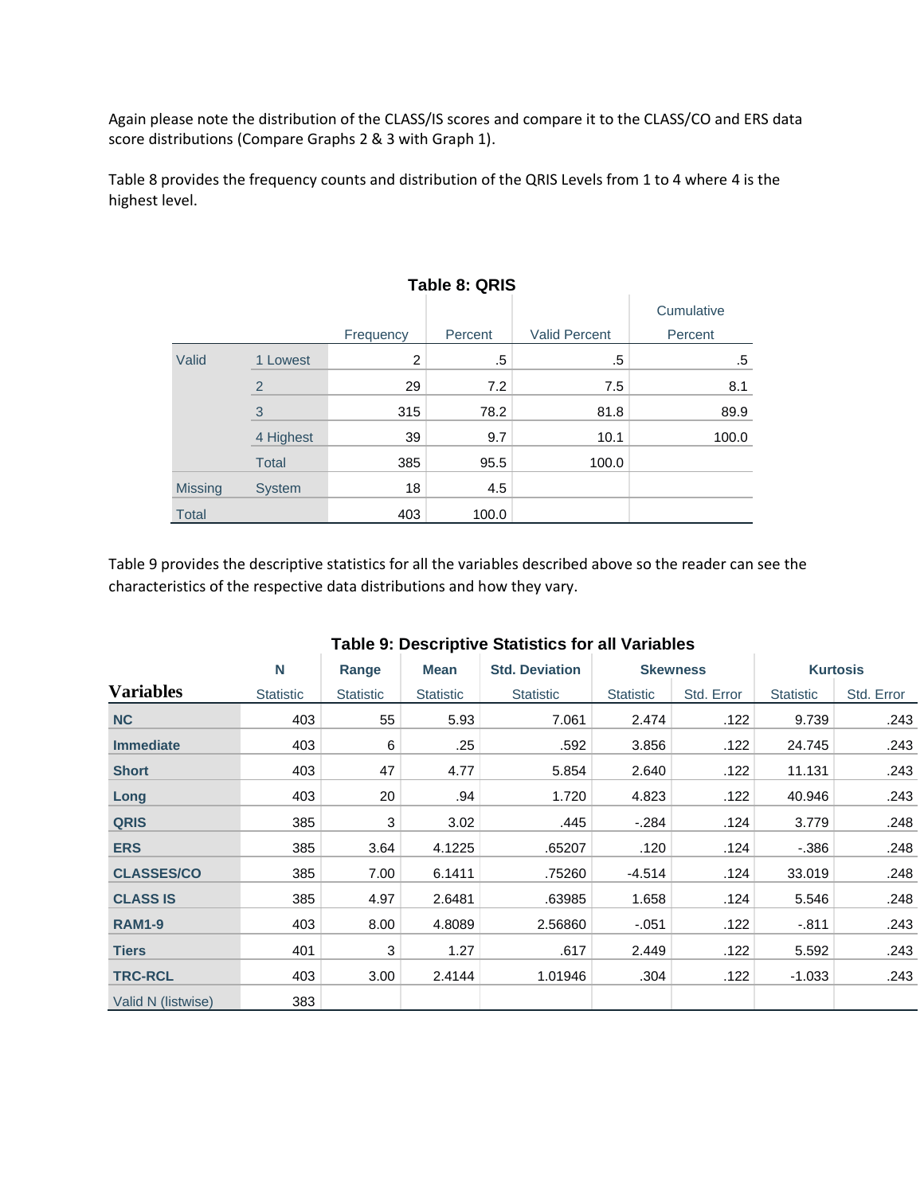Again please note the distribution of the CLASS/IS scores and compare it to the CLASS/CO and ERS data score distributions (Compare Graphs 2 & 3 with Graph 1).

Table 8 provides the frequency counts and distribution of the QRIS Levels from 1 to 4 where 4 is the highest level.

**Table 8: QRIS**

| | | Frequency | Percent | Valid Percent | Cumulative Percent |
|---|---|---|---|---|---|
| Valid | 1 Lowest | 2 | .5 | .5 | .5 |
| | 2 | 29 | 7.2 | 7.5 | 8.1 |
| | 3 | 315 | 78.2 | 81.8 | 89.9 |
| | 4 Highest | 39 | 9.7 | 10.1 | 100.0 |
| | Total | 385 | 95.5 | 100.0 | |
| Missing | System | 18 | 4.5 | | |
| Total | | 403 | 100.0 | | |

Table 9 provides the descriptive statistics for all the variables described above so the reader can see the characteristics of the respective data distributions and how they vary.

**Table 9: Descriptive Statistics for all Variables**

| | N | Range | Mean | Std. Deviation | Skewness | | Kurtosis | |
|---|---|---|---|---|---|---|---|---|
| **Variables** | Statistic | Statistic | Statistic | Statistic | Statistic | Std. Error | Statistic | Std. Error |
| **NC** | 403 | 55 | 5.93 | 7.061 | 2.474 | .122 | 9.739 | .243 |
| **Immediate** | 403 | 6 | .25 | .592 | 3.856 | .122 | 24.745 | .243 |
| **Short** | 403 | 47 | 4.77 | 5.854 | 2.640 | .122 | 11.131 | .243 |
| **Long** | 403 | 20 | .94 | 1.720 | 4.823 | .122 | 40.946 | .243 |
| **QRIS** | 385 | 3 | 3.02 | .445 | -.284 | .124 | 3.779 | .248 |
| **ERS** | 385 | 3.64 | 4.1225 | .65207 | .120 | .124 | -.386 | .248 |
| **CLASSES/CO** | 385 | 7.00 | 6.1411 | .75260 | -4.514 | .124 | 33.019 | .248 |
| **CLASS IS** | 385 | 4.97 | 2.6481 | .63985 | 1.658 | .124 | 5.546 | .248 |
| **RAM1-9** | 403 | 8.00 | 4.8089 | 2.56860 | -.051 | .122 | -.811 | .243 |
| **Tiers** | 401 | 3 | 1.27 | .617 | 2.449 | .122 | 5.592 | .243 |
| **TRC-RCL** | 403 | 3.00 | 2.4144 | 1.01946 | .304 | .122 | -1.033 | .243 |
| Valid N (listwise) | 383 | | | | | | | |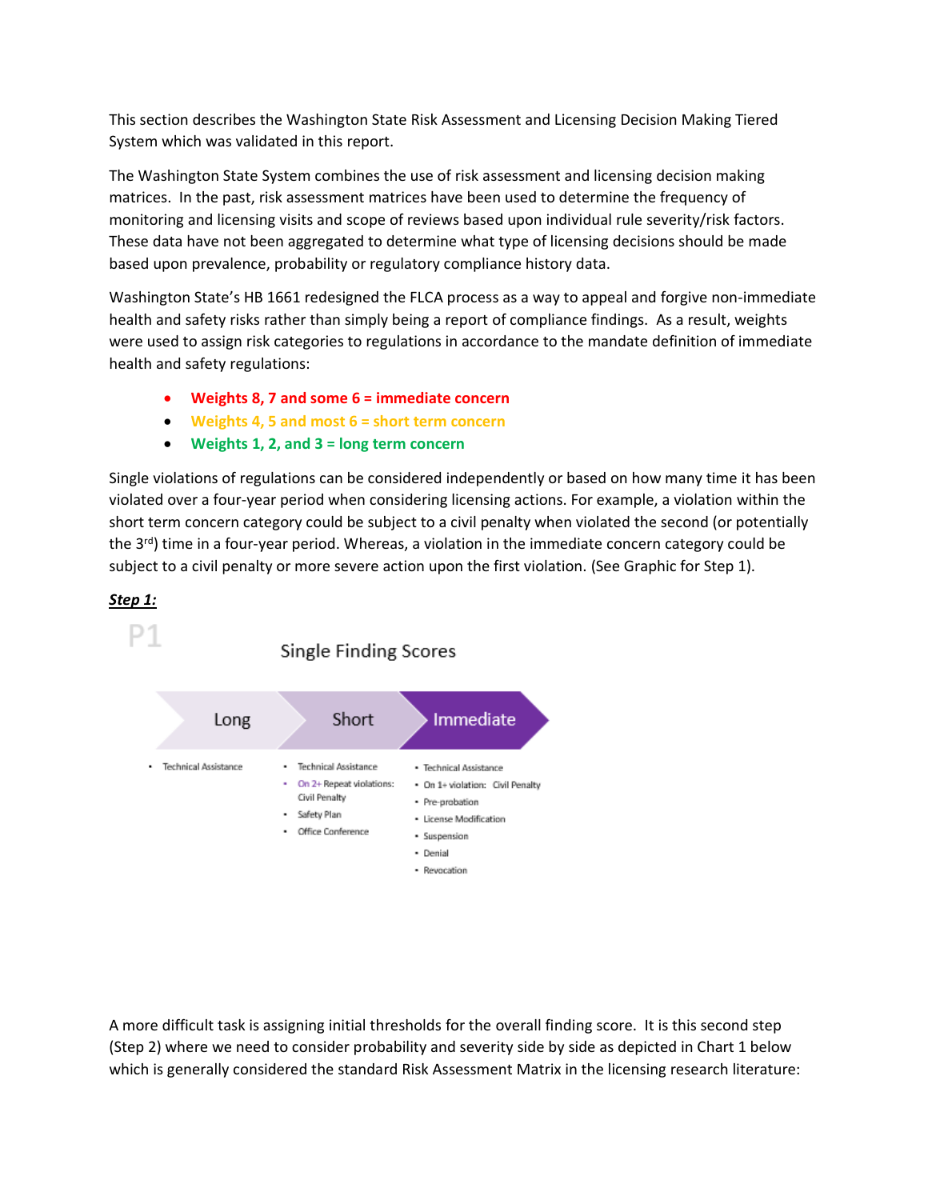This section describes the Washington State Risk Assessment and Licensing Decision Making Tiered System which was validated in this report.

The Washington State System combines the use of risk assessment and licensing decision making matrices. In the past, risk assessment matrices have been used to determine the frequency of monitoring and licensing visits and scope of reviews based upon individual rule severity/risk factors. These data have not been aggregated to determine what type of licensing decisions should be made based upon prevalence, probability or regulatory compliance history data.

Washington State's HB 1661 redesigned the FLCA process as a way to appeal and forgive non-immediate health and safety risks rather than simply being a report of compliance findings. As a result, weights were used to assign risk categories to regulations in accordance to the mandate definition of immediate health and safety regulations:

- **Weights 8, 7 and some 6 = immediate concern**
- **Weights 4, 5 and most 6 = short term concern**
- **Weights 1, 2, and 3 = long term concern**

Single violations of regulations can be considered independently or based on how many time it has been violated over a four-year period when considering licensing actions. For example, a violation within the short term concern category could be subject to a civil penalty when violated the second (or potentially the 3rd) time in a four-year period. Whereas, a violation in the immediate concern category could be subject to a civil penalty or more severe action upon the first violation. (See Graphic for Step 1).

***Step 1:***

P1

Single Finding Scores

| Long | Short | Immediate |
|---|---|---|
| • Technical Assistance | • Technical Assistance<br>• On 2+ Repeat violations: Civil Penalty<br>• Safety Plan<br>• Office Conference | • Technical Assistance<br>• On 1+ violation: Civil Penalty<br>• Pre-probation<br>• License Modification<br>• Suspension<br>• Denial<br>• Revocation |

A more difficult task is assigning initial thresholds for the overall finding score. It is this second step (Step 2) where we need to consider probability and severity side by side as depicted in Chart 1 below which is generally considered the standard Risk Assessment Matrix in the licensing research literature: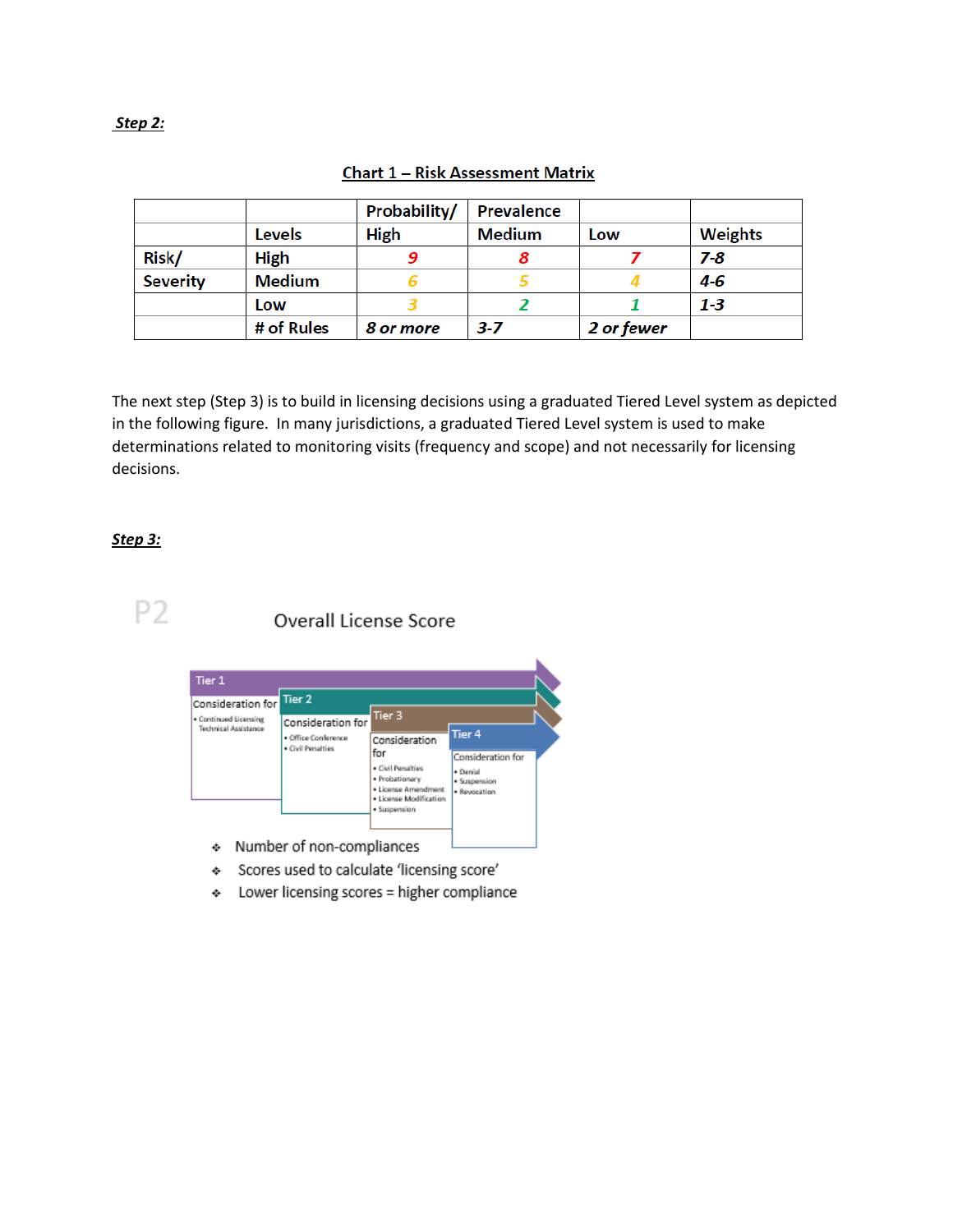***Step 2:***

**Chart 1 – Risk Assessment Matrix**

| | | Probability/ | Prevalence | | |
|---|---|---|---|---|---|
| | **Levels** | **High** | **Medium** | **Low** | **Weights** |
| **Risk/** | **High** | ***9*** | ***8*** | ***7*** | ***7-8*** |
| **Severity** | **Medium** | ***6*** | ***5*** | ***4*** | ***4-6*** |
| | **Low** | ***3*** | ***2*** | ***1*** | ***1-3*** |
| | **# of Rules** | ***8 or more*** | ***3-7*** | ***2 or fewer*** | |

The next step (Step 3) is to build in licensing decisions using a graduated Tiered Level system as depicted in the following figure. In many jurisdictions, a graduated Tiered Level system is used to make determinations related to monitoring visits (frequency and scope) and not necessarily for licensing decisions.

***Step 3:***

P2

Overall License Score

Tier 1
Consideration for
- Continued Licensing
- Technical Assistance

Tier 2
Consideration for
- Office Conference
- Civil Penalties

Tier 3
Consideration for
- Civil Penalties
- Probationary
- License Amendment
- License Modification
- Suspension

Tier 4
Consideration for
- Denial
- Suspension
- Revocation

- Number of non-compliances
- Scores used to calculate 'licensing score'
- Lower licensing scores = higher compliance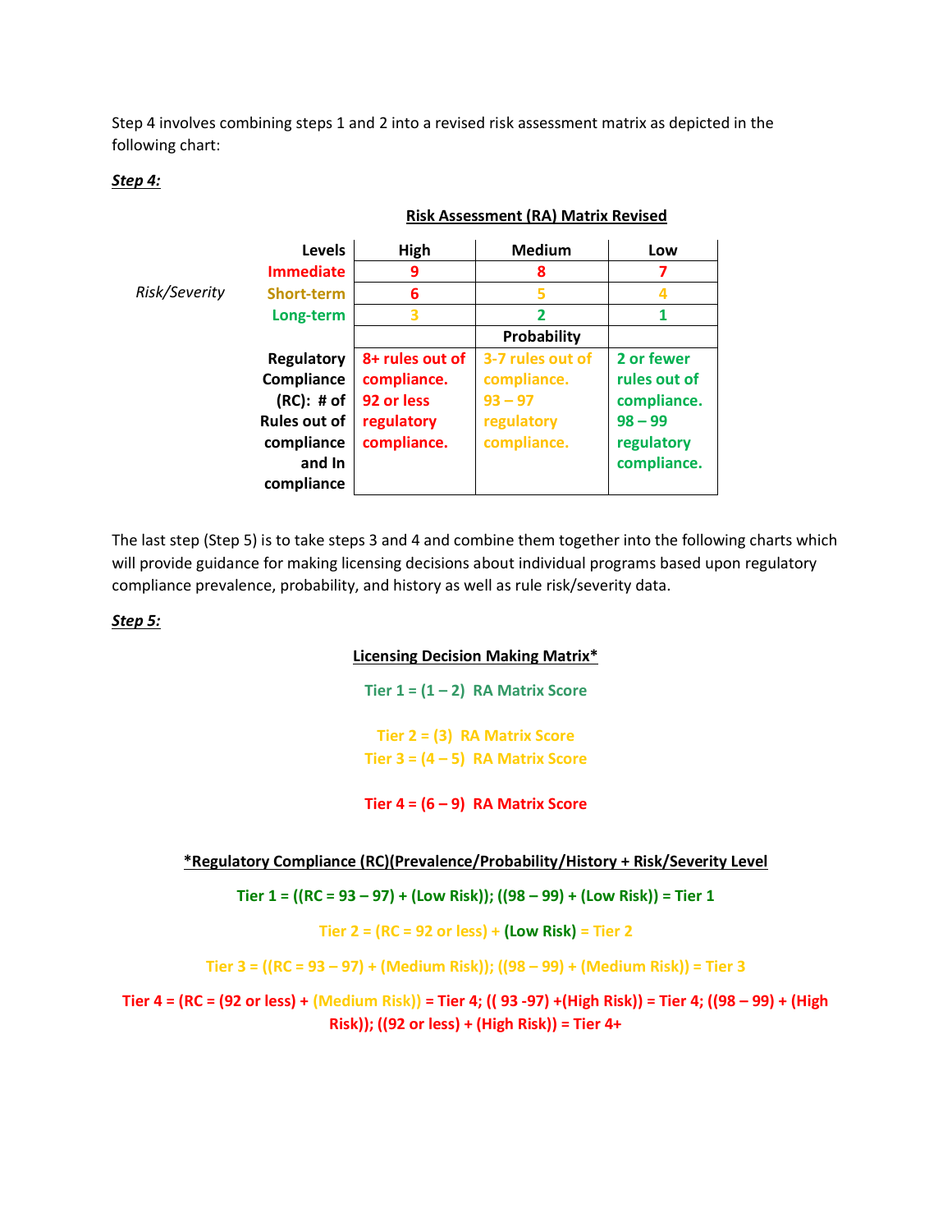Step 4 involves combining steps 1 and 2 into a revised risk assessment matrix as depicted in the following chart:

***Step 4:***

**Risk Assessment (RA) Matrix Revised**

| | | High | Medium | Low |
|---|---|---|---|---|
| | **Levels** | **High** | **Medium** | **Low** |
| *Risk/Severity* | **Immediate** | **9** | **8** | **7** |
| | **Short-term** | **6** | **5** | **4** |
| | **Long-term** | **3** | **2** | **1** |
| | | | **Probability** | |
| | **Regulatory Compliance (RC): # of Rules out of compliance and In compliance** | **8+ rules out of compliance. 92 or less regulatory compliance.** | **3-7 rules out of compliance. 93 – 97 regulatory compliance.** | **2 or fewer rules out of compliance. 98 – 99 regulatory compliance.** |

The last step (Step 5) is to take steps 3 and 4 and combine them together into the following charts which will provide guidance for making licensing decisions about individual programs based upon regulatory compliance prevalence, probability, and history as well as rule risk/severity data.

***Step 5:***

**Licensing Decision Making Matrix***

**Tier 1 = (1 – 2) RA Matrix Score**

**Tier 2 = (3) RA Matrix Score**

**Tier 3 = (4 – 5) RA Matrix Score**

**Tier 4 = (6 – 9) RA Matrix Score**

***Regulatory Compliance (RC)(Prevalence/Probability/History + Risk/Severity Level**

**Tier 1 = ((RC = 93 – 97) + (Low Risk)); ((98 – 99) + (Low Risk)) = Tier 1**

**Tier 2 = (RC = 92 or less) + (Low Risk) = Tier 2**

**Tier 3 = ((RC = 93 – 97) + (Medium Risk)); ((98 – 99) + (Medium Risk)) = Tier 3**

**Tier 4 = (RC = (92 or less) + (Medium Risk)) = Tier 4; (( 93 -97) +(High Risk)) = Tier 4; ((98 – 99) + (High Risk)); ((92 or less) + (High Risk)) = Tier 4+**